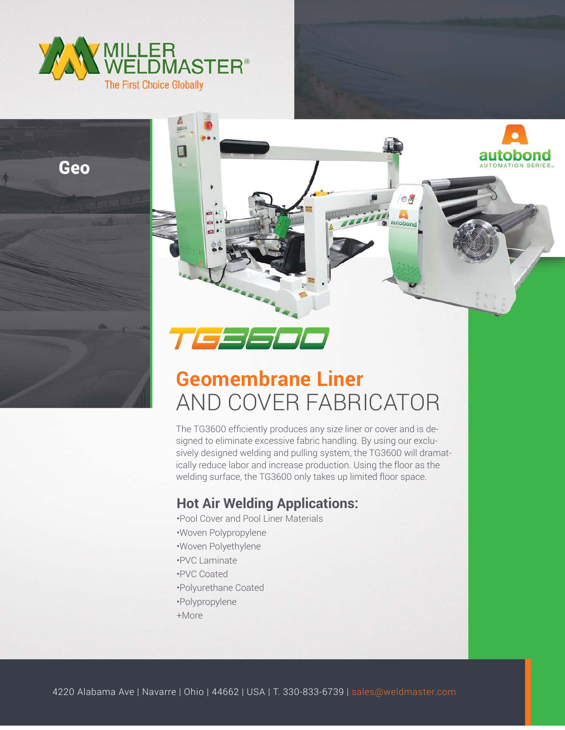MILLER WELDMASTER®

The First Choice Globally

Geo

autobond AUTOMATION SERIES

# TG3600

## Geomembrane Liner AND COVER FABRICATOR

The TG3600 efficiently produces any size liner or cover and is designed to eliminate excessive fabric handling. By using our exclusively designed welding and pulling system, the TG3600 will dramatically reduce labor and increase production. Using the floor as the welding surface, the TG3600 only takes up limited floor space.

### Hot Air Welding Applications:

- Pool Cover and Pool Liner Materials
- Woven Polypropylene
- Woven Polyethylene
- PVC Laminate
- PVC Coated
- Polyurethane Coated
- Polypropylene

+More

4220 Alabama Ave | Navarre | Ohio | 44662 | USA | T. 330-833-6739 | sales@weldmaster.com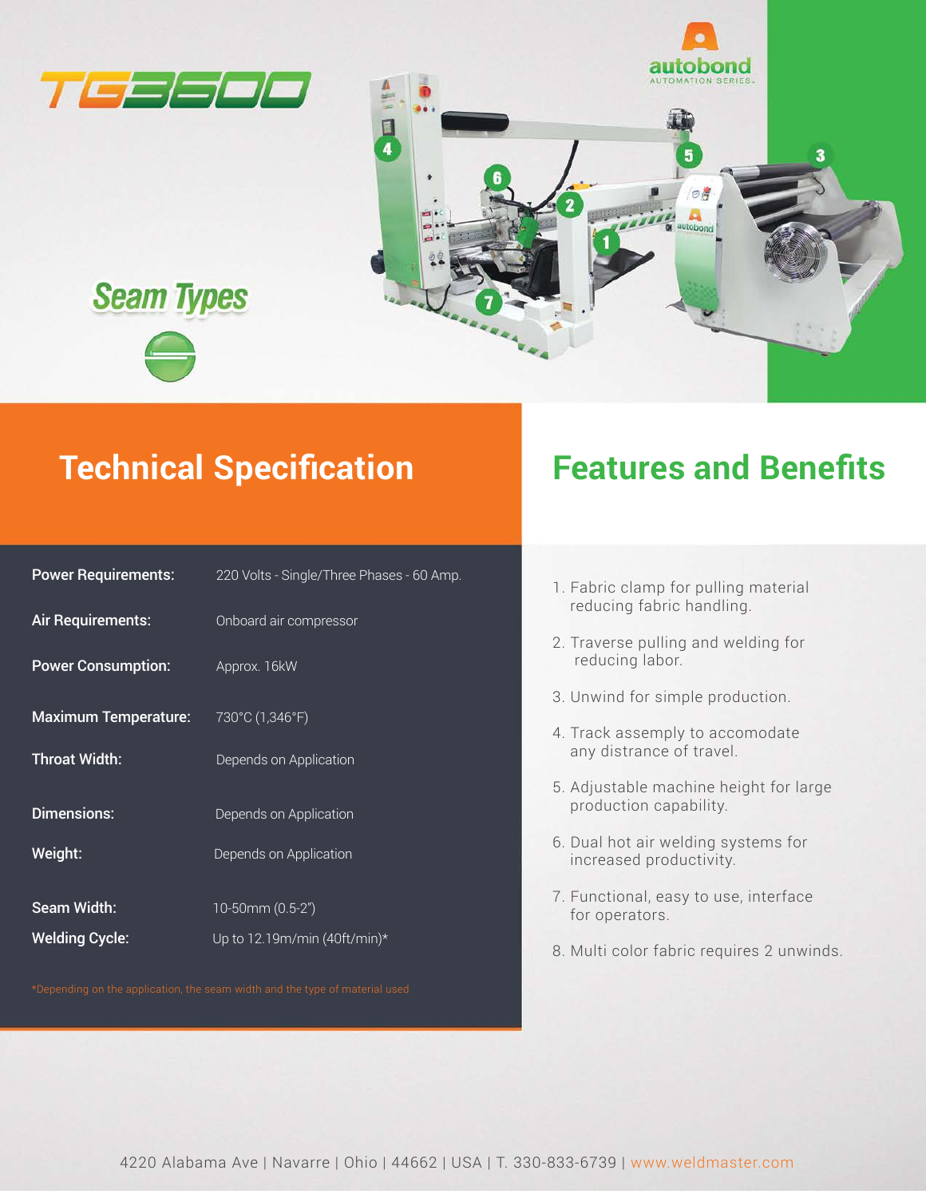# TG3600

## Seam Types

## Technical Specification

| | |
|---|---|
| **Power Requirements:** | 220 Volts - Single/Three Phases - 60 Amp. |
| **Air Requirements:** | Onboard air compressor |
| **Power Consumption:** | Approx. 16kW |
| **Maximum Temperature:** | 730°C (1,346°F) |
| **Throat Width:** | Depends on Application |
| **Dimensions:** | Depends on Application |
| **Weight:** | Depends on Application |
| **Seam Width:** | 10-50mm (0.5-2") |
| **Welding Cycle:** | Up to 12.19m/min (40ft/min)* |

*Depending on the application, the seam width and the type of material used

## Features and Benefits

1. Fabric clamp for pulling material reducing fabric handling.
2. Traverse pulling and welding for reducing labor.
3. Unwind for simple production.
4. Track assemply to accomodate any distrance of travel.
5. Adjustable machine height for large production capability.
6. Dual hot air welding systems for increased productivity.
7. Functional, easy to use, interface for operators.
8. Multi color fabric requires 2 unwinds.

4220 Alabama Ave | Navarre | Ohio | 44662 | USA | T. 330-833-6739 | www.weldmaster.com